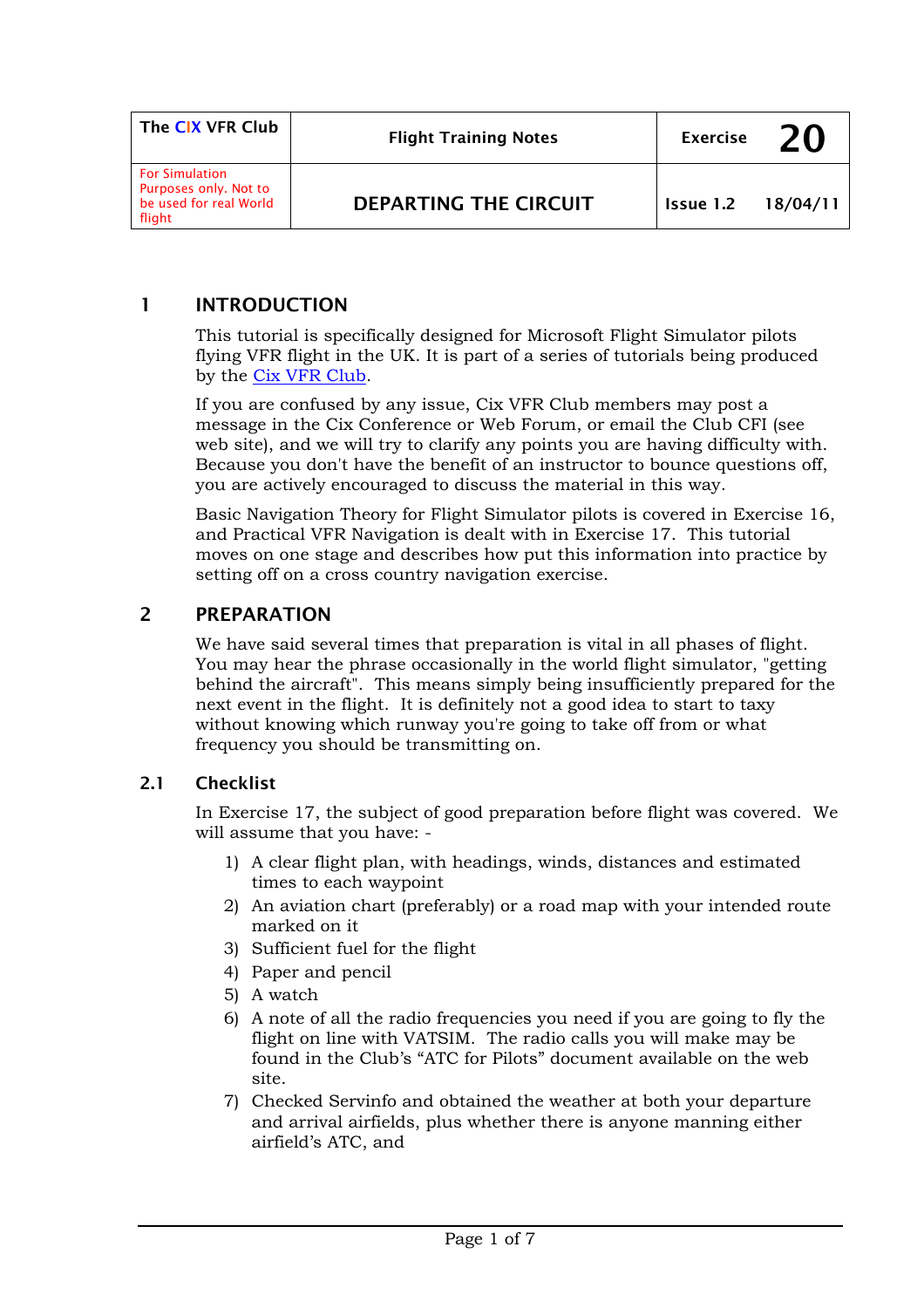| The CIX VFR Club | Flight Training Notes | Exercise 20 |
|---|---|---|
| For Simulation Purposes only. Not to be used for real World flight | **DEPARTING THE CIRCUIT** | Issue 1.2 18/04/11 |

## 1 INTRODUCTION

This tutorial is specifically designed for Microsoft Flight Simulator pilots flying VFR flight in the UK. It is part of a series of tutorials being produced by the Cix VFR Club.

If you are confused by any issue, Cix VFR Club members may post a message in the Cix Conference or Web Forum, or email the Club CFI (see web site), and we will try to clarify any points you are having difficulty with. Because you don't have the benefit of an instructor to bounce questions off, you are actively encouraged to discuss the material in this way.

Basic Navigation Theory for Flight Simulator pilots is covered in Exercise 16, and Practical VFR Navigation is dealt with in Exercise 17. This tutorial moves on one stage and describes how put this information into practice by setting off on a cross country navigation exercise.

## 2 PREPARATION

We have said several times that preparation is vital in all phases of flight. You may hear the phrase occasionally in the world flight simulator, "getting behind the aircraft". This means simply being insufficiently prepared for the next event in the flight. It is definitely not a good idea to start to taxy without knowing which runway you're going to take off from or what frequency you should be transmitting on.

### 2.1 Checklist

In Exercise 17, the subject of good preparation before flight was covered. We will assume that you have: -

1) A clear flight plan, with headings, winds, distances and estimated times to each waypoint
2) An aviation chart (preferably) or a road map with your intended route marked on it
3) Sufficient fuel for the flight
4) Paper and pencil
5) A watch
6) A note of all the radio frequencies you need if you are going to fly the flight on line with VATSIM. The radio calls you will make may be found in the Club's “ATC for Pilots” document available on the web site.
7) Checked Servinfo and obtained the weather at both your departure and arrival airfields, plus whether there is anyone manning either airfield's ATC, and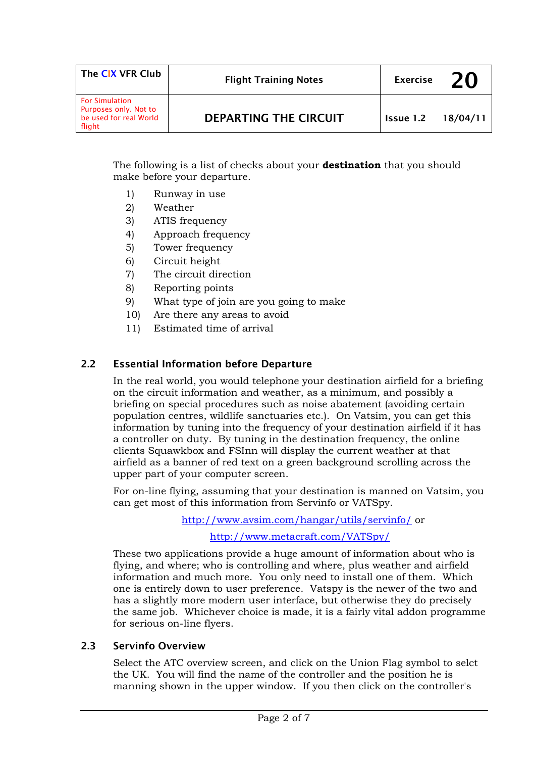The following is a list of checks about your **destination** that you should make before your departure.

1) Runway in use
2) Weather
3) ATIS frequency
4) Approach frequency
5) Tower frequency
6) Circuit height
7) The circuit direction
8) Reporting points
9) What type of join are you going to make
10) Are there any areas to avoid
11) Estimated time of arrival

## 2.2 Essential Information before Departure

In the real world, you would telephone your destination airfield for a briefing on the circuit information and weather, as a minimum, and possibly a briefing on special procedures such as noise abatement (avoiding certain population centres, wildlife sanctuaries etc.). On Vatsim, you can get this information by tuning into the frequency of your destination airfield if it has a controller on duty. By tuning in the destination frequency, the online clients Squawkbox and FSInn will display the current weather at that airfield as a banner of red text on a green background scrolling across the upper part of your computer screen.

For on-line flying, assuming that your destination is manned on Vatsim, you can get most of this information from Servinfo or VATSpy.

http://www.avsim.com/hangar/utils/servinfo/ or

http://www.metacraft.com/VATSpy/

These two applications provide a huge amount of information about who is flying, and where; who is controlling and where, plus weather and airfield information and much more. You only need to install one of them. Which one is entirely down to user preference. Vatspy is the newer of the two and has a slightly more modern user interface, but otherwise they do precisely the same job. Whichever choice is made, it is a fairly vital addon programme for serious on-line flyers.

## 2.3 Servinfo Overview

Select the ATC overview screen, and click on the Union Flag symbol to selct the UK. You will find the name of the controller and the position he is manning shown in the upper window. If you then click on the controller's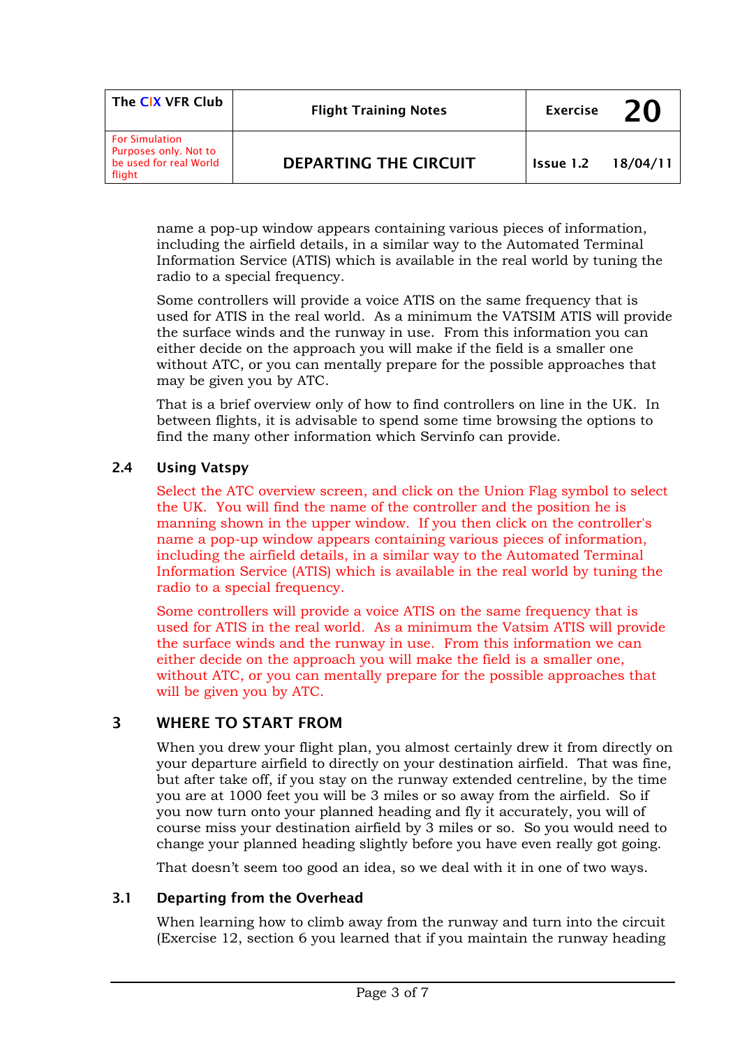name a pop-up window appears containing various pieces of information, including the airfield details, in a similar way to the Automated Terminal Information Service (ATIS) which is available in the real world by tuning the radio to a special frequency.

Some controllers will provide a voice ATIS on the same frequency that is used for ATIS in the real world. As a minimum the VATSIM ATIS will provide the surface winds and the runway in use. From this information you can either decide on the approach you will make if the field is a smaller one without ATC, or you can mentally prepare for the possible approaches that may be given you by ATC.

That is a brief overview only of how to find controllers on line in the UK. In between flights, it is advisable to spend some time browsing the options to find the many other information which Servinfo can provide.

### 2.4 Using Vatspy

Select the ATC overview screen, and click on the Union Flag symbol to select the UK. You will find the name of the controller and the position he is manning shown in the upper window. If you then click on the controller's name a pop-up window appears containing various pieces of information, including the airfield details, in a similar way to the Automated Terminal Information Service (ATIS) which is available in the real world by tuning the radio to a special frequency.

Some controllers will provide a voice ATIS on the same frequency that is used for ATIS in the real world. As a minimum the Vatsim ATIS will provide the surface winds and the runway in use. From this information we can either decide on the approach you will make the field is a smaller one, without ATC, or you can mentally prepare for the possible approaches that will be given you by ATC.

## 3 WHERE TO START FROM

When you drew your flight plan, you almost certainly drew it from directly on your departure airfield to directly on your destination airfield. That was fine, but after take off, if you stay on the runway extended centreline, by the time you are at 1000 feet you will be 3 miles or so away from the airfield. So if you now turn onto your planned heading and fly it accurately, you will of course miss your destination airfield by 3 miles or so. So you would need to change your planned heading slightly before you have even really got going.

That doesn't seem too good an idea, so we deal with it in one of two ways.

### 3.1 Departing from the Overhead

When learning how to climb away from the runway and turn into the circuit (Exercise 12, section 6 you learned that if you maintain the runway heading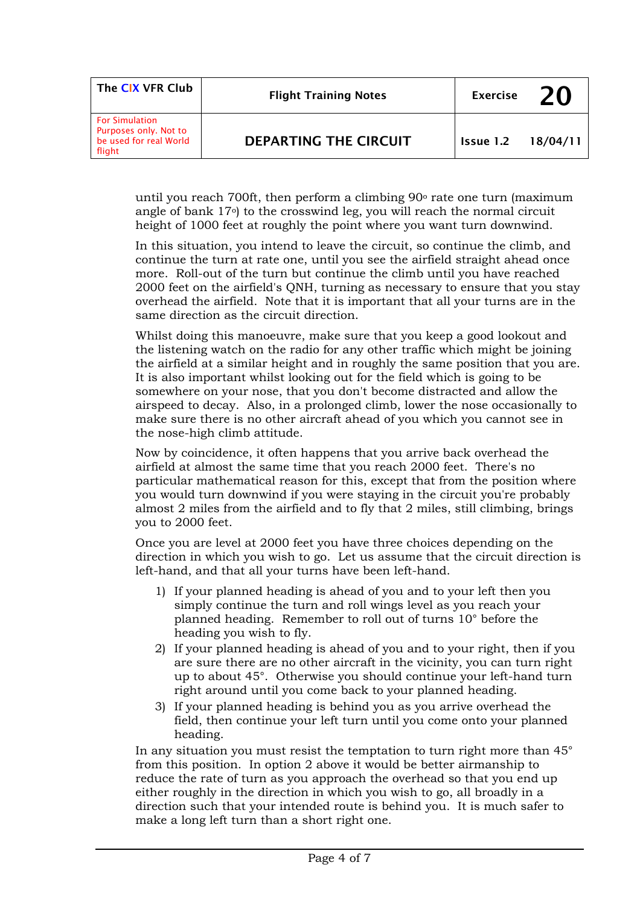until you reach 700ft, then perform a climbing 90º rate one turn (maximum angle of bank 17º) to the crosswind leg, you will reach the normal circuit height of 1000 feet at roughly the point where you want turn downwind.

In this situation, you intend to leave the circuit, so continue the climb, and continue the turn at rate one, until you see the airfield straight ahead once more. Roll-out of the turn but continue the climb until you have reached 2000 feet on the airfield's QNH, turning as necessary to ensure that you stay overhead the airfield. Note that it is important that all your turns are in the same direction as the circuit direction.

Whilst doing this manoeuvre, make sure that you keep a good lookout and the listening watch on the radio for any other traffic which might be joining the airfield at a similar height and in roughly the same position that you are. It is also important whilst looking out for the field which is going to be somewhere on your nose, that you don't become distracted and allow the airspeed to decay. Also, in a prolonged climb, lower the nose occasionally to make sure there is no other aircraft ahead of you which you cannot see in the nose-high climb attitude.

Now by coincidence, it often happens that you arrive back overhead the airfield at almost the same time that you reach 2000 feet. There's no particular mathematical reason for this, except that from the position where you would turn downwind if you were staying in the circuit you're probably almost 2 miles from the airfield and to fly that 2 miles, still climbing, brings you to 2000 feet.

Once you are level at 2000 feet you have three choices depending on the direction in which you wish to go. Let us assume that the circuit direction is left-hand, and that all your turns have been left-hand.

1) If your planned heading is ahead of you and to your left then you simply continue the turn and roll wings level as you reach your planned heading. Remember to roll out of turns 10° before the heading you wish to fly.
2) If your planned heading is ahead of you and to your right, then if you are sure there are no other aircraft in the vicinity, you can turn right up to about 45°. Otherwise you should continue your left-hand turn right around until you come back to your planned heading.
3) If your planned heading is behind you as you arrive overhead the field, then continue your left turn until you come onto your planned heading.

In any situation you must resist the temptation to turn right more than 45° from this position. In option 2 above it would be better airmanship to reduce the rate of turn as you approach the overhead so that you end up either roughly in the direction in which you wish to go, all broadly in a direction such that your intended route is behind you. It is much safer to make a long left turn than a short right one.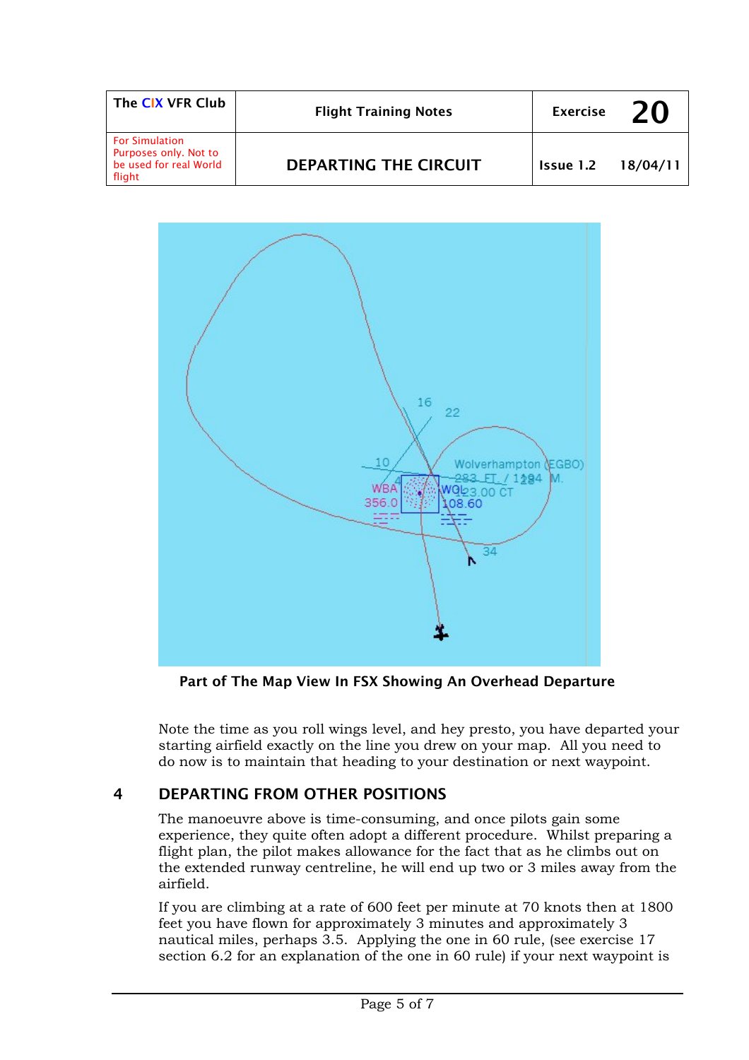Part of The Map View In FSX Showing An Overhead Departure

Note the time as you roll wings level, and hey presto, you have departed your starting airfield exactly on the line you drew on your map. All you need to do now is to maintain that heading to your destination or next waypoint.

## 4 DEPARTING FROM OTHER POSITIONS

The manoeuvre above is time-consuming, and once pilots gain some experience, they quite often adopt a different procedure. Whilst preparing a flight plan, the pilot makes allowance for the fact that as he climbs out on the extended runway centreline, he will end up two or 3 miles away from the airfield.

If you are climbing at a rate of 600 feet per minute at 70 knots then at 1800 feet you have flown for approximately 3 minutes and approximately 3 nautical miles, perhaps 3.5. Applying the one in 60 rule, (see exercise 17 section 6.2 for an explanation of the one in 60 rule) if your next waypoint is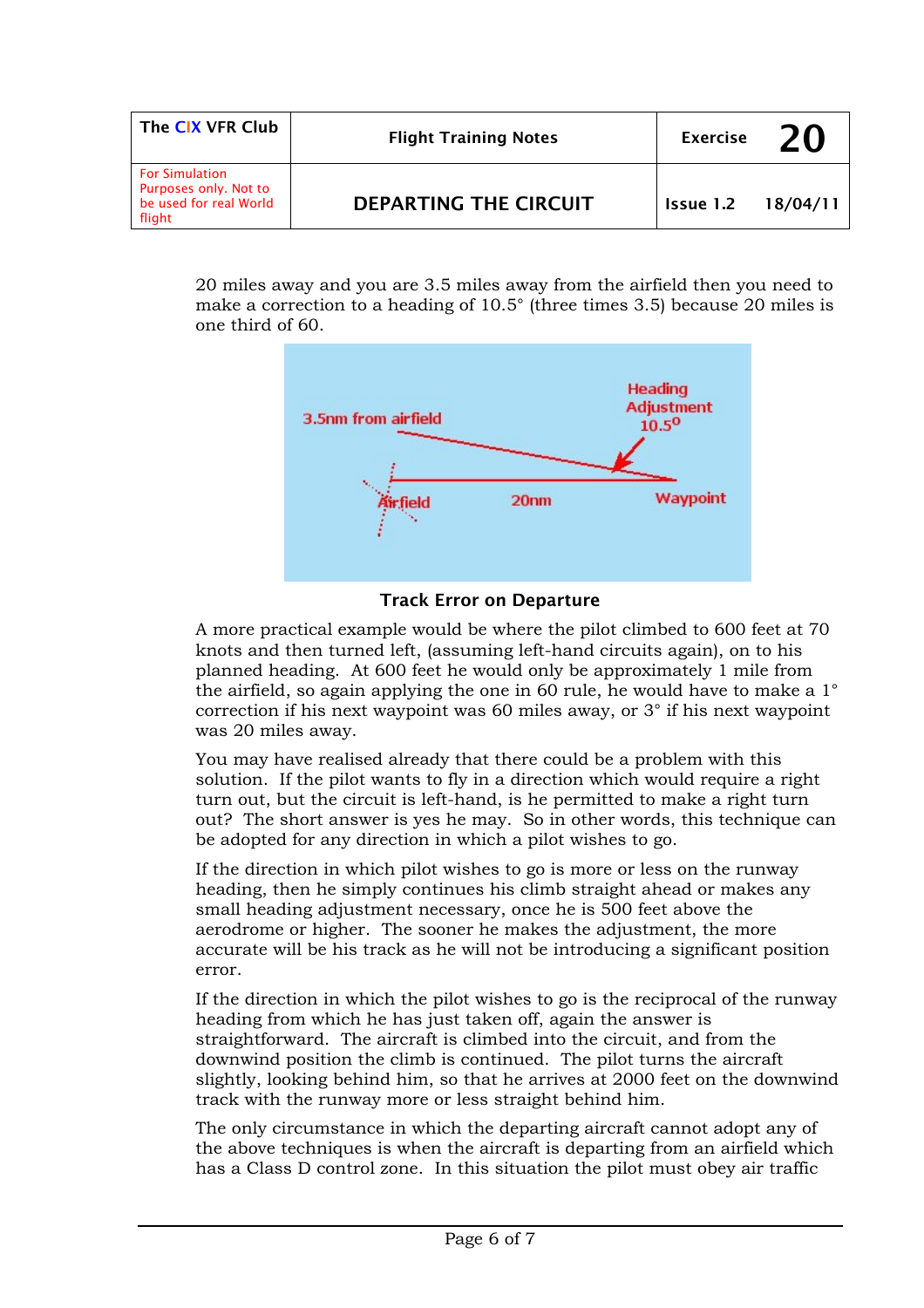20 miles away and you are 3.5 miles away from the airfield then you need to make a correction to a heading of 10.5° (three times 3.5) because 20 miles is one third of 60.

**Track Error on Departure**

A more practical example would be where the pilot climbed to 600 feet at 70 knots and then turned left, (assuming left-hand circuits again), on to his planned heading. At 600 feet he would only be approximately 1 mile from the airfield, so again applying the one in 60 rule, he would have to make a 1° correction if his next waypoint was 60 miles away, or 3° if his next waypoint was 20 miles away.

You may have realised already that there could be a problem with this solution. If the pilot wants to fly in a direction which would require a right turn out, but the circuit is left-hand, is he permitted to make a right turn out? The short answer is yes he may. So in other words, this technique can be adopted for any direction in which a pilot wishes to go.

If the direction in which pilot wishes to go is more or less on the runway heading, then he simply continues his climb straight ahead or makes any small heading adjustment necessary, once he is 500 feet above the aerodrome or higher. The sooner he makes the adjustment, the more accurate will be his track as he will not be introducing a significant position error.

If the direction in which the pilot wishes to go is the reciprocal of the runway heading from which he has just taken off, again the answer is straightforward. The aircraft is climbed into the circuit, and from the downwind position the climb is continued. The pilot turns the aircraft slightly, looking behind him, so that he arrives at 2000 feet on the downwind track with the runway more or less straight behind him.

The only circumstance in which the departing aircraft cannot adopt any of the above techniques is when the aircraft is departing from an airfield which has a Class D control zone. In this situation the pilot must obey air traffic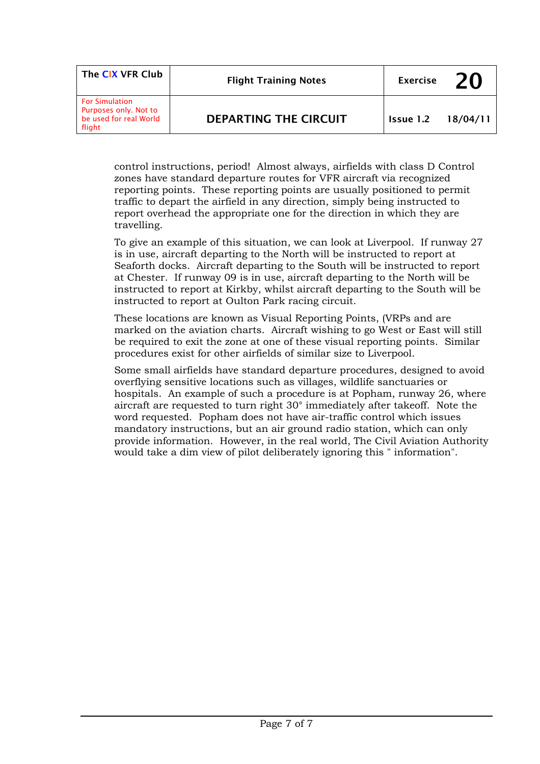control instructions, period! Almost always, airfields with class D Control zones have standard departure routes for VFR aircraft via recognized reporting points. These reporting points are usually positioned to permit traffic to depart the airfield in any direction, simply being instructed to report overhead the appropriate one for the direction in which they are travelling.

To give an example of this situation, we can look at Liverpool. If runway 27 is in use, aircraft departing to the North will be instructed to report at Seaforth docks. Aircraft departing to the South will be instructed to report at Chester. If runway 09 is in use, aircraft departing to the North will be instructed to report at Kirkby, whilst aircraft departing to the South will be instructed to report at Oulton Park racing circuit.

These locations are known as Visual Reporting Points, (VRPs and are marked on the aviation charts. Aircraft wishing to go West or East will still be required to exit the zone at one of these visual reporting points. Similar procedures exist for other airfields of similar size to Liverpool.

Some small airfields have standard departure procedures, designed to avoid overflying sensitive locations such as villages, wildlife sanctuaries or hospitals. An example of such a procedure is at Popham, runway 26, where aircraft are requested to turn right 30° immediately after takeoff. Note the word requested. Popham does not have air-traffic control which issues mandatory instructions, but an air ground radio station, which can only provide information. However, in the real world, The Civil Aviation Authority would take a dim view of pilot deliberately ignoring this " information".